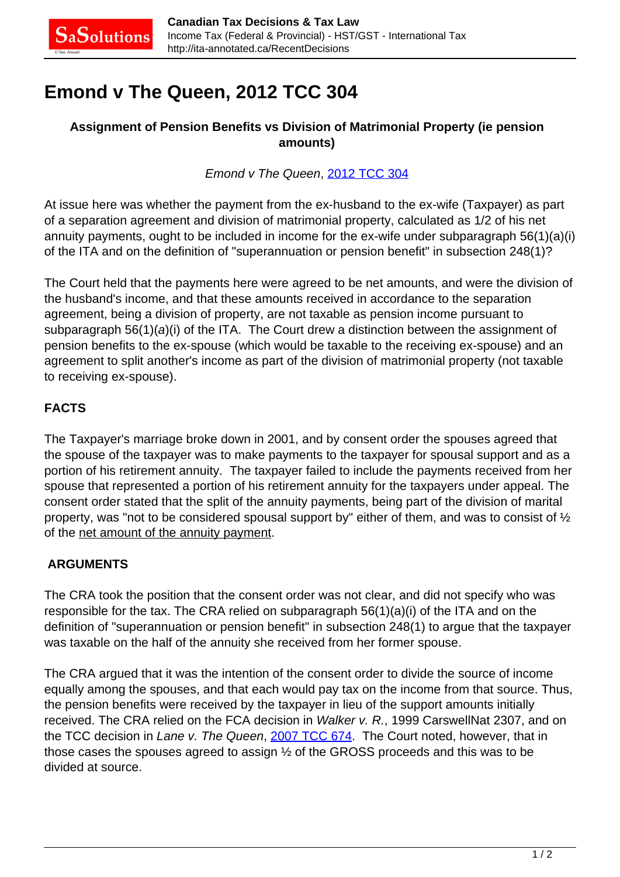# Emond v The Queen, 2012 TCC 304

**Assignment of Pension Benefits vs Division of Matrimonial Property (ie pension amounts)**

*Emond v The Queen*, 2012 TCC 304

At issue here was whether the payment from the ex-husband to the ex-wife (Taxpayer) as part of a separation agreement and division of matrimonial property, calculated as 1/2 of his net annuity payments, ought to be included in income for the ex-wife under subparagraph 56(1)(a)(i) of the ITA and on the definition of "superannuation or pension benefit" in subsection 248(1)?

The Court held that the payments here were agreed to be net amounts, and were the division of the husband's income, and that these amounts received in accordance to the separation agreement, being a division of property, are not taxable as pension income pursuant to subparagraph 56(1)(*a*)(i) of the ITA. The Court drew a distinction between the assignment of pension benefits to the ex-spouse (which would be taxable to the receiving ex-spouse) and an agreement to split another's income as part of the division of matrimonial property (not taxable to receiving ex-spouse).

**FACTS**

The Taxpayer's marriage broke down in 2001, and by consent order the spouses agreed that the spouse of the taxpayer was to make payments to the taxpayer for spousal support and as a portion of his retirement annuity. The taxpayer failed to include the payments received from her spouse that represented a portion of his retirement annuity for the taxpayers under appeal. The consent order stated that the split of the annuity payments, being part of the division of marital property, was "not to be considered spousal support by" either of them, and was to consist of ½ of the net amount of the annuity payment.

**ARGUMENTS**

The CRA took the position that the consent order was not clear, and did not specify who was responsible for the tax. The CRA relied on subparagraph 56(1)(a)(i) of the ITA and on the definition of "superannuation or pension benefit" in subsection 248(1) to argue that the taxpayer was taxable on the half of the annuity she received from her former spouse.

The CRA argued that it was the intention of the consent order to divide the source of income equally among the spouses, and that each would pay tax on the income from that source. Thus, the pension benefits were received by the taxpayer in lieu of the support amounts initially received. The CRA relied on the FCA decision in *Walker v. R.*, 1999 CarswellNat 2307, and on the TCC decision in *Lane v. The Queen*, 2007 TCC 674. The Court noted, however, that in those cases the spouses agreed to assign ½ of the GROSS proceeds and this was to be divided at source.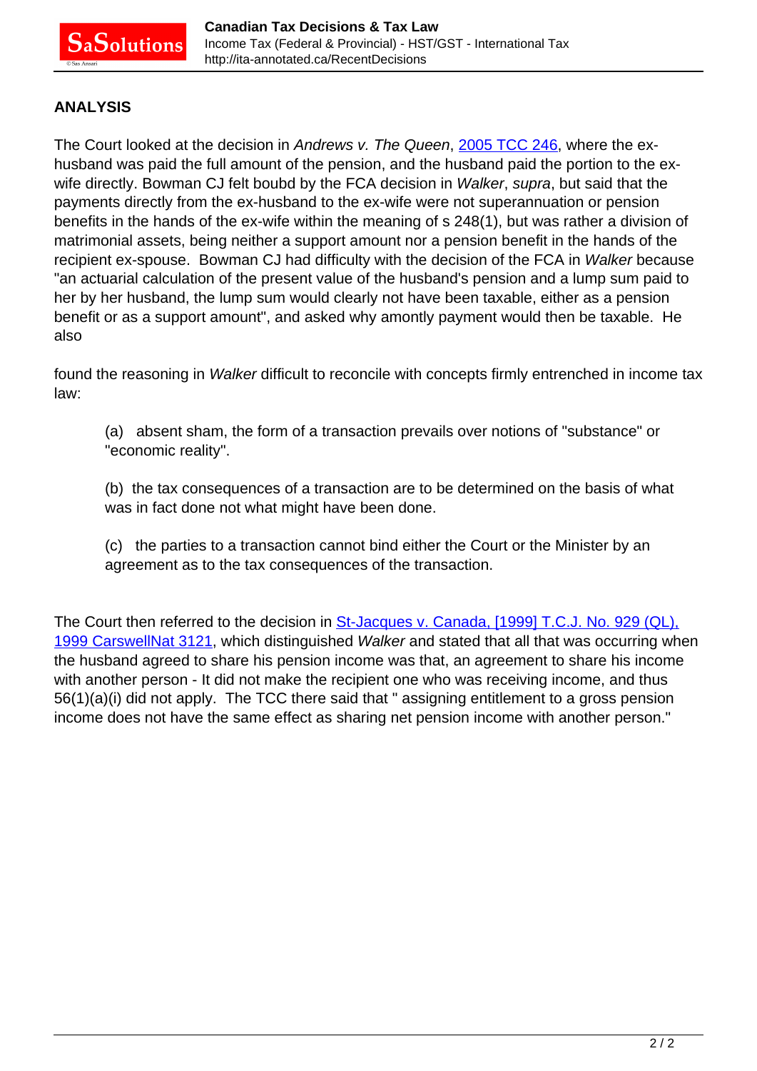**ANALYSIS**

The Court looked at the decision in *Andrews v. The Queen*, [2005 TCC 246](), where the ex-husband was paid the full amount of the pension, and the husband paid the portion to the ex-wife directly. Bowman CJ felt boubd by the FCA decision in *Walker*, *supra*, but said that the payments directly from the ex-husband to the ex-wife were not superannuation or pension benefits in the hands of the ex-wife within the meaning of s 248(1), but was rather a division of matrimonial assets, being neither a support amount nor a pension benefit in the hands of the recipient ex-spouse. Bowman CJ had difficulty with the decision of the FCA in *Walker* because "an actuarial calculation of the present value of the husband's pension and a lump sum paid to her by her husband, the lump sum would clearly not have been taxable, either as a pension benefit or as a support amount", and asked why amontly payment would then be taxable. He also

found the reasoning in *Walker* difficult to reconcile with concepts firmly entrenched in income tax law:

> (a) absent sham, the form of a transaction prevails over notions of "substance" or "economic reality".
>
> (b) the tax consequences of a transaction are to be determined on the basis of what was in fact done not what might have been done.
>
> (c) the parties to a transaction cannot bind either the Court or the Minister by an agreement as to the tax consequences of the transaction.

The Court then referred to the decision in [St-Jacques v. Canada, [1999] T.C.J. No. 929 (QL), 1999 CarswellNat 3121](), which distinguished *Walker* and stated that all that was occurring when the husband agreed to share his pension income was that, an agreement to share his income with another person - It did not make the recipient one who was receiving income, and thus 56(1)(a)(i) did not apply. The TCC there said that " assigning entitlement to a gross pension income does not have the same effect as sharing net pension income with another person."